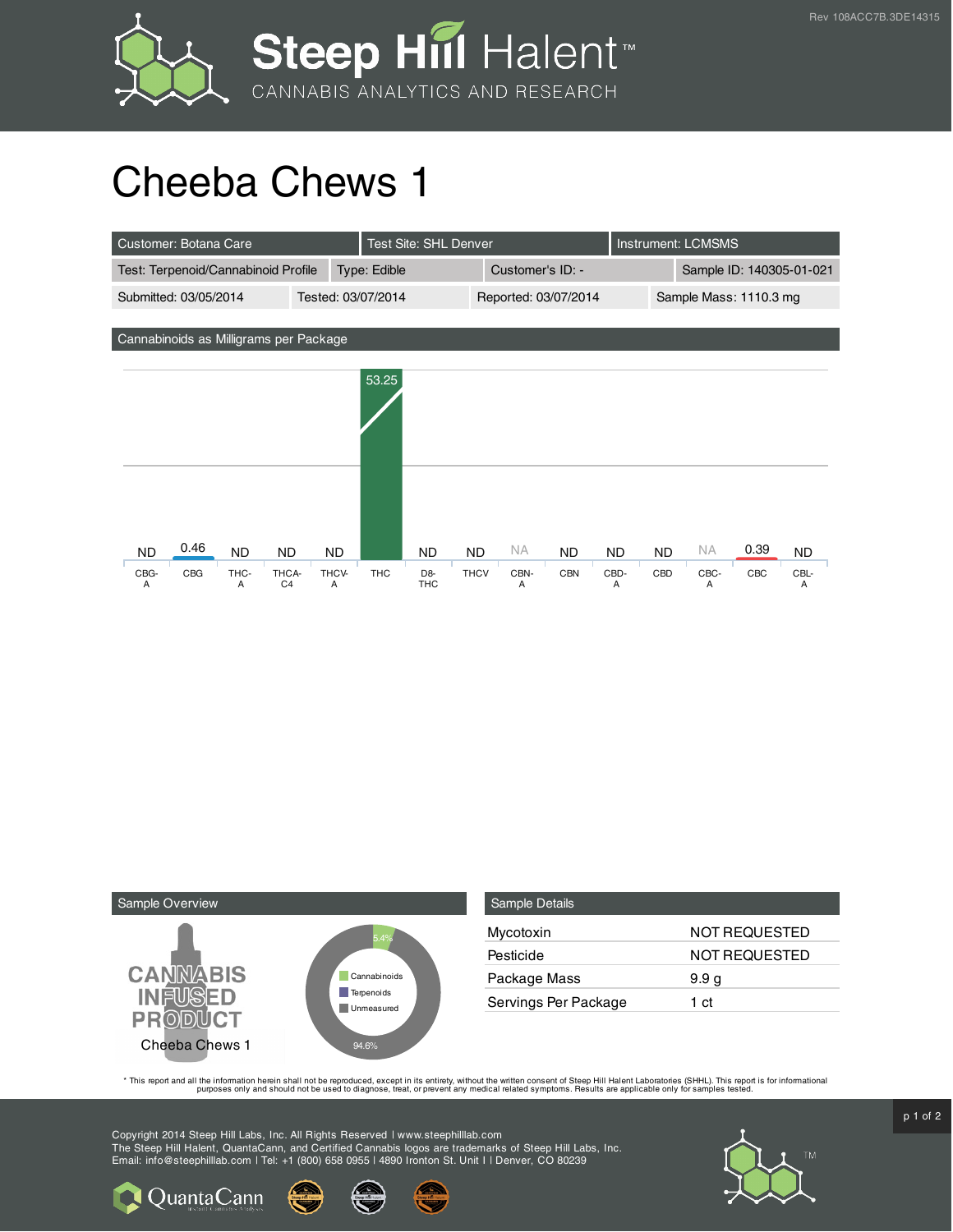# Cheeba Chews 1

| Customer: Botana Care | Test Site: SHL Denver | Instrument: LCMSMS | |
|---|---|---|---|
| Test: Terpenoid/Cannabinoid Profile | Type: Edible | Customer's ID: - | Sample ID: 140305-01-021 |
| Submitted: 03/05/2014 | Tested: 03/07/2014 | Reported: 03/07/2014 | Sample Mass: 1110.3 mg |

## Cannabinoids as Milligrams per Package

| CBG-A | CBG | THC-A | THCA-C4 | THCV-A | THC | D8-THC | THCV | CBN-A | CBN | CBD-A | CBD | CBC-A | CBC | CBL-A |
|---|---|---|---|---|---|---|---|---|---|---|---|---|---|---|
| ND | 0.46 | ND | ND | ND | 53.25 | ND | ND | NA | ND | ND | ND | NA | 0.39 | ND |

## Sample Overview

CANNABIS INFUSED PRODUCT

Cheeba Chews 1

- Cannabinoids: 5.4%
- Terpenoids
- Unmeasured: 94.6%

## Sample Details

| | |
|---|---|
| Mycotoxin | NOT REQUESTED |
| Pesticide | NOT REQUESTED |
| Package Mass | 9.9 g |
| Servings Per Package | 1 ct |

* This report and all the information herein shall not be reproduced, except in its entirety, without the written consent of Steep Hill Halent Laboratories (SHHL). This report is for informational purposes only and should not be used to diagnose, treat, or prevent any medical related symptoms. Results are applicable only for samples tested.

Copyright 2014 Steep Hill Labs, Inc. All Rights Reserved | www.steephilllab.com
The Steep Hill Halent, QuantaCann, and Certified Cannabis logos are trademarks of Steep Hill Labs, Inc.
Email: info@steephilllab.com | Tel: +1 (800) 658 0955 | 4890 Ironton St. Unit I | Denver, CO 80239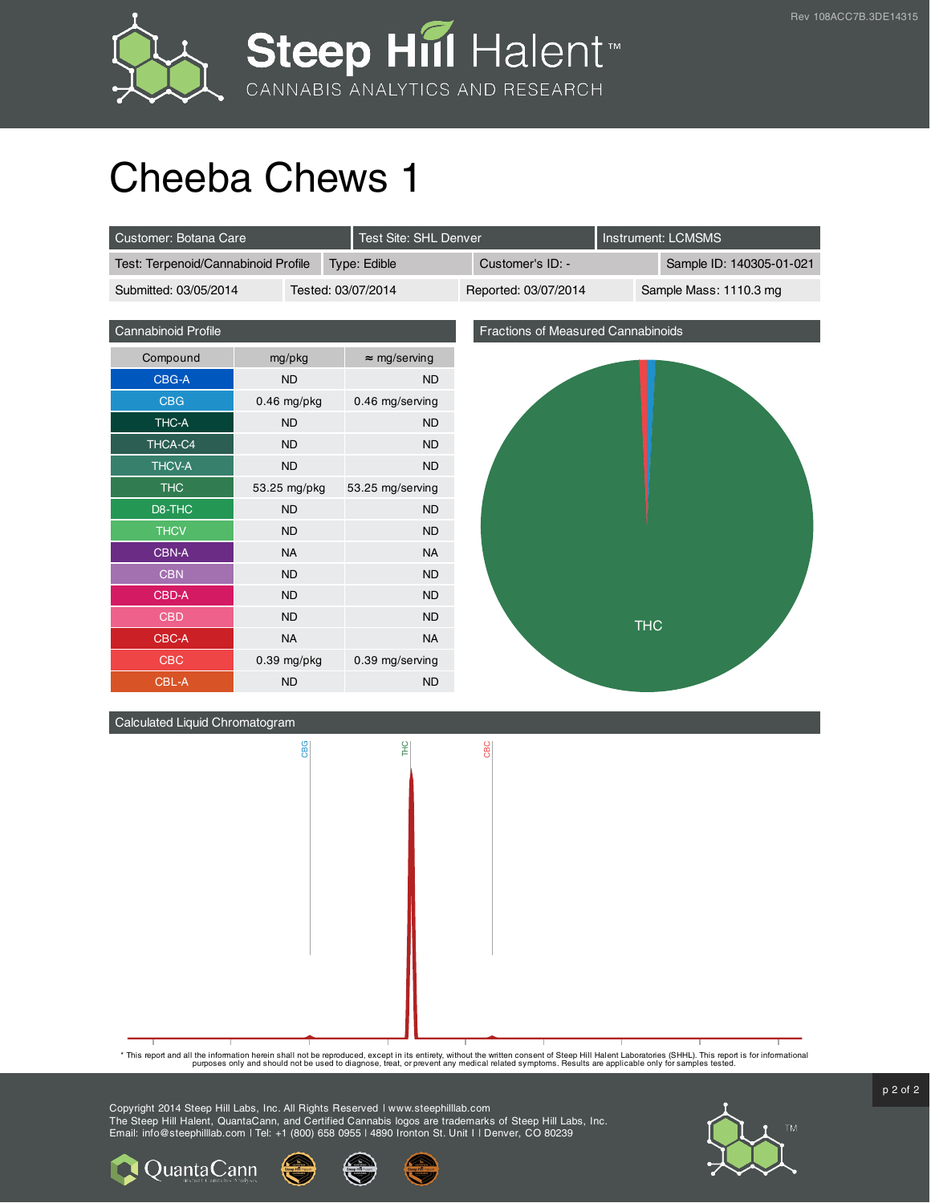Steep Hill Halent™

CANNABIS ANALYTICS AND RESEARCH

Rev 108ACC7B.3DE14315

# Cheeba Chews 1

| Customer: Botana Care | Test Site: SHL Denver | Instrument: LCMSMS |
|---|---|---|

| Test: Terpenoid/Cannabinoid Profile | Type: Edible | Customer's ID: - | Sample ID: 140305-01-021 |
|---|---|---|---|
| Submitted: 03/05/2014 | Tested: 03/07/2014 | Reported: 03/07/2014 | Sample Mass: 1110.3 mg |

## Cannabinoid Profile

| Compound | mg/pkg | ≈ mg/serving |
|---|---|---|
| CBG-A | ND | ND |
| CBG | 0.46 mg/pkg | 0.46 mg/serving |
| THC-A | ND | ND |
| THCA-C4 | ND | ND |
| THCV-A | ND | ND |
| THC | 53.25 mg/pkg | 53.25 mg/serving |
| D8-THC | ND | ND |
| THCV | ND | ND |
| CBN-A | NA | NA |
| CBN | ND | ND |
| CBD-A | ND | ND |
| CBD | ND | ND |
| CBC-A | NA | NA |
| CBC | 0.39 mg/pkg | 0.39 mg/serving |
| CBL-A | ND | ND |

## Fractions of Measured Cannabinoids

THC

## Calculated Liquid Chromatogram

CBG
THC
CBC

* This report and all the information herein shall not be reproduced, except in its entirety, without the written consent of Steep Hill Halent Laboratories (SHHL). This report is for informational purposes only and should not be used to diagnose, treat, or prevent any medical related symptoms. Results are applicable only for samples tested.

Copyright 2014 Steep Hill Labs, Inc. All Rights Reserved | www.steephilllab.com
The Steep Hill Halent, QuantaCann, and Certified Cannabis logos are trademarks of Steep Hill Labs, Inc.
Email: info@steephilllab.com | Tel: +1 (800) 658 0955 | 4890 Ironton St. Unit I | Denver, CO 80239

QuantaCann